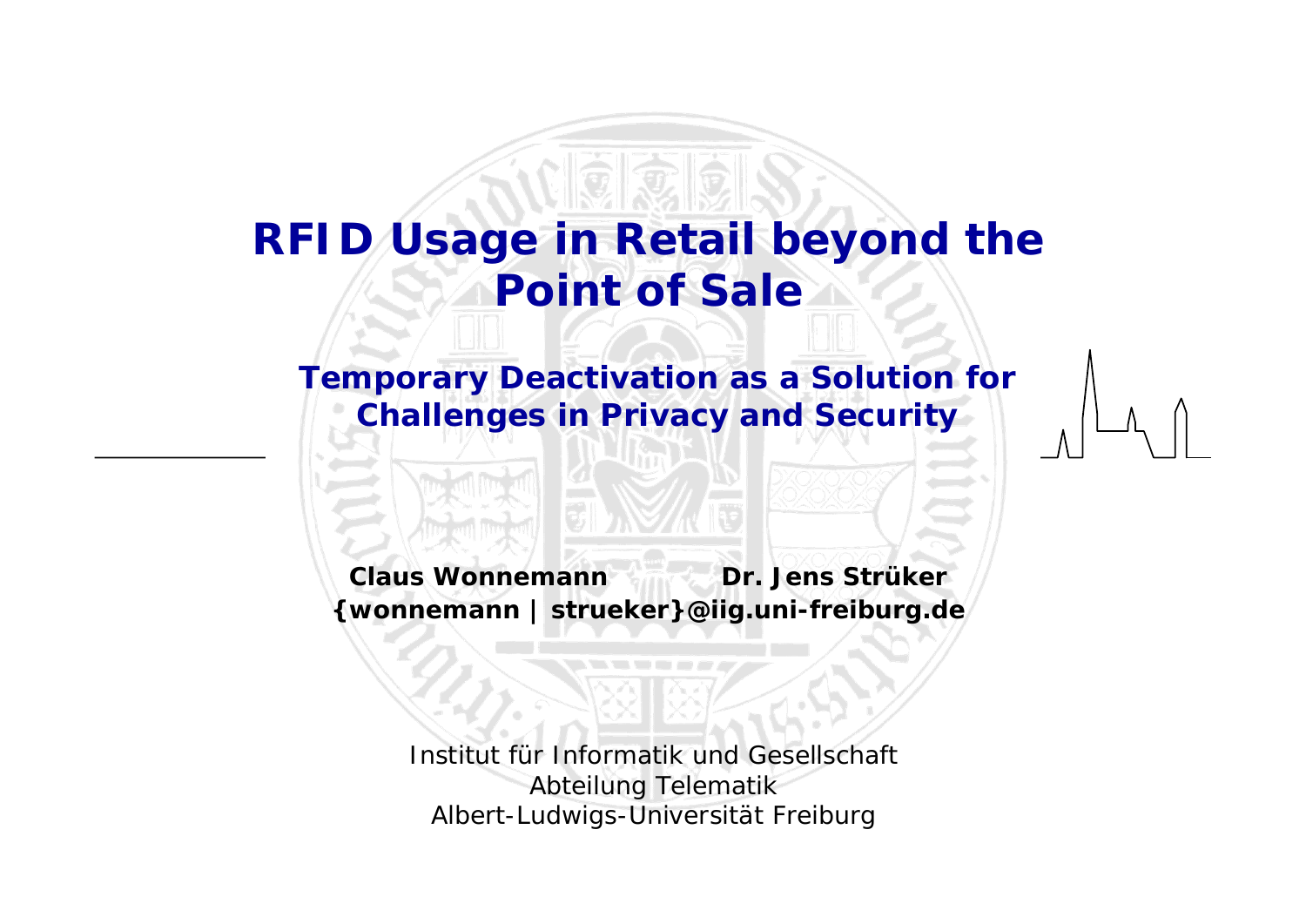# RFID Usage in Retail beyond the Point of Sale

## Temporary Deactivation as a Solution for Challenges in Privacy and Security

**Claus Wonnemann** **Dr. Jens Strüker**

**{wonnemann | strueker}@iig.uni-freiburg.de**

Institut für Informatik und Gesellschaft
Abteilung Telematik
Albert-Ludwigs-Universität Freiburg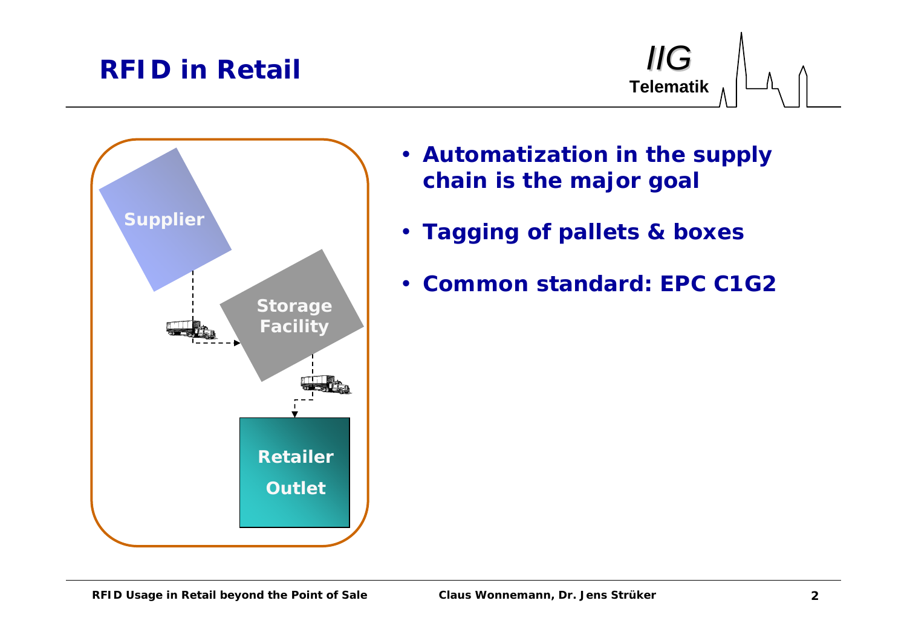# RFID in Retail

Supplier

Storage Facility

Retailer Outlet

- Automatization in the supply chain is the major goal
- Tagging of pallets & boxes
- Common standard: EPC C1G2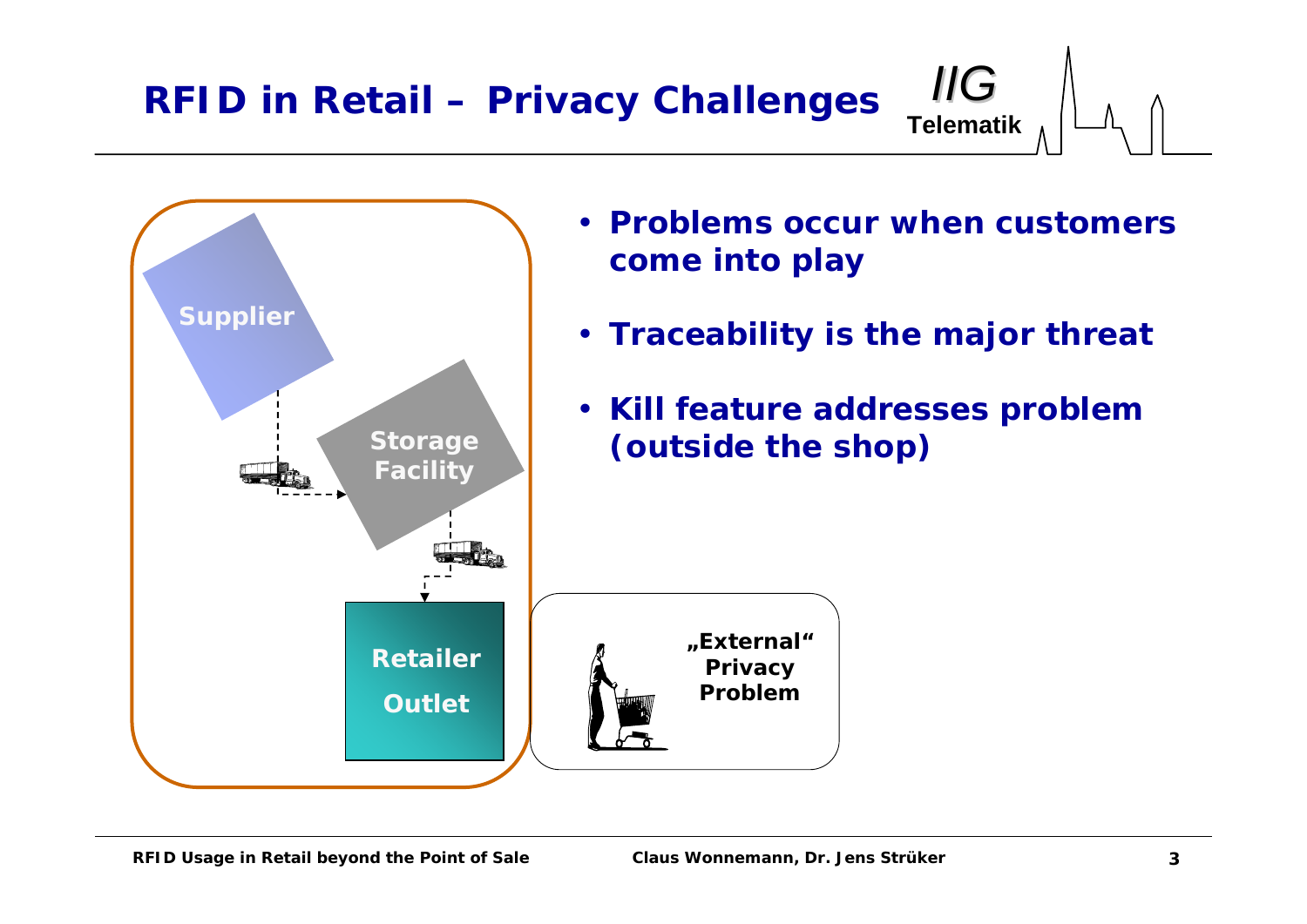# RFID in Retail – Privacy Challenges

- **Problems occur when customers come into play**
- **Traceability is the major threat**
- **Kill feature addresses problem (outside the shop)**

Supplier

Storage Facility

Retailer Outlet

„External" Privacy Problem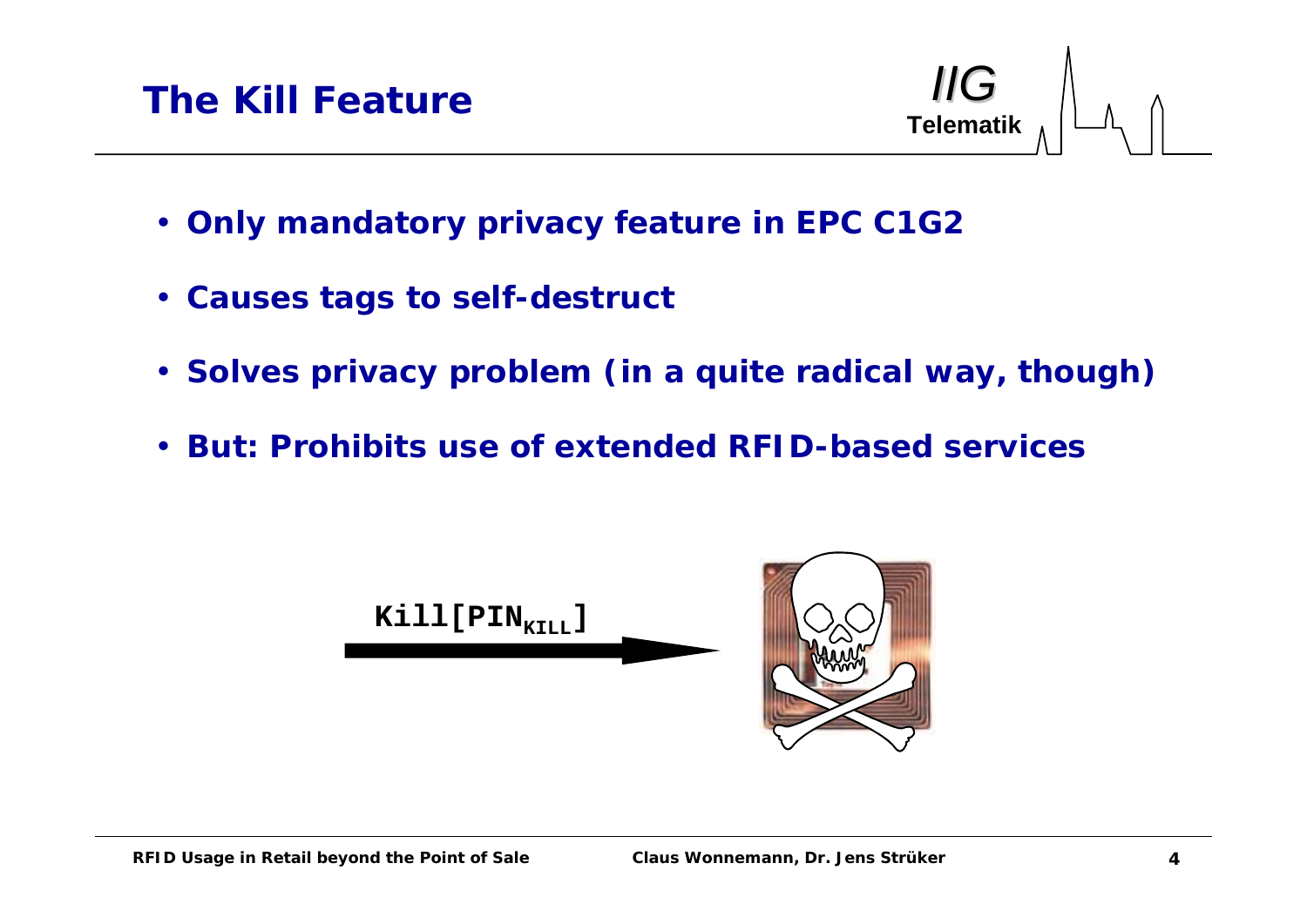# The Kill Feature

- Only mandatory privacy feature in EPC C1G2
- Causes tags to self-destruct
- Solves privacy problem (in a quite radical way, though)
- But: Prohibits use of extended RFID-based services

Kill[$PIN_{KILL}$]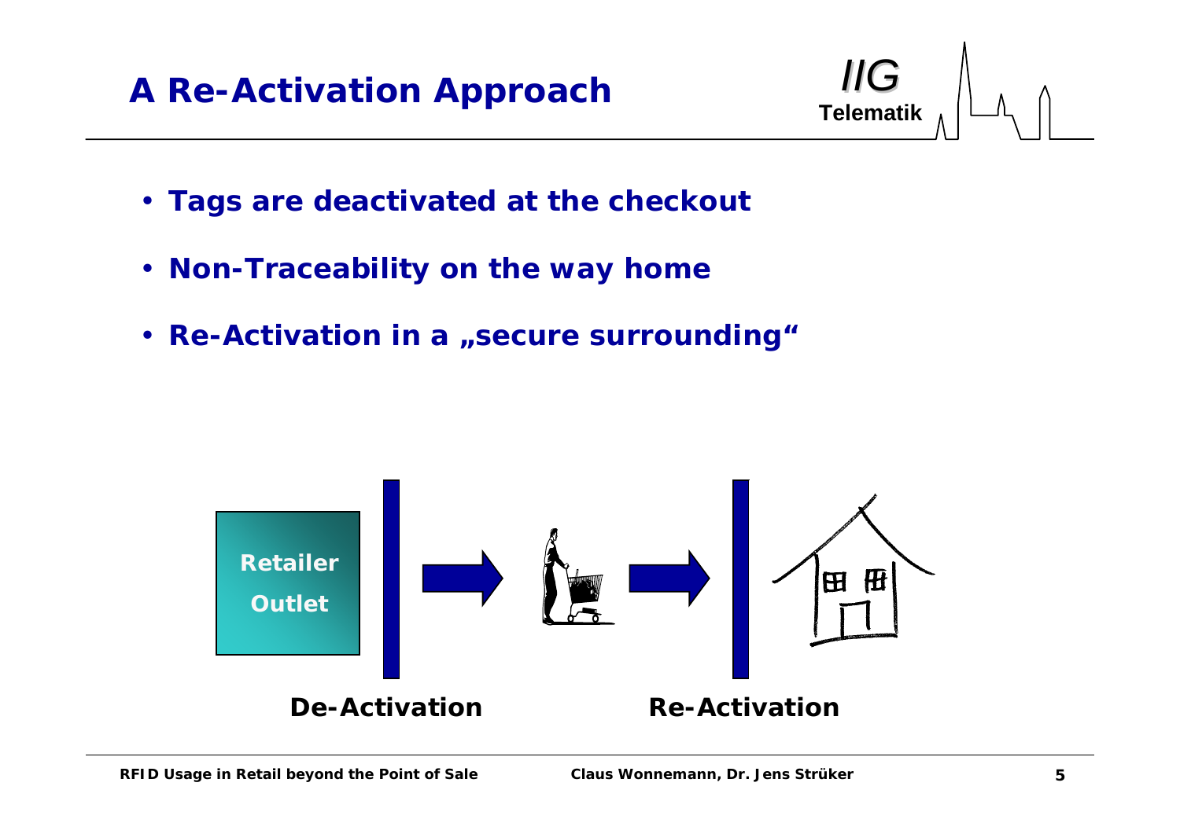# A Re-Activation Approach

- **Tags are deactivated at the checkout**
- **Non-Traceability on the way home**
- **Re-Activation in a „secure surrounding“**

Retailer Outlet

De-Activation

Re-Activation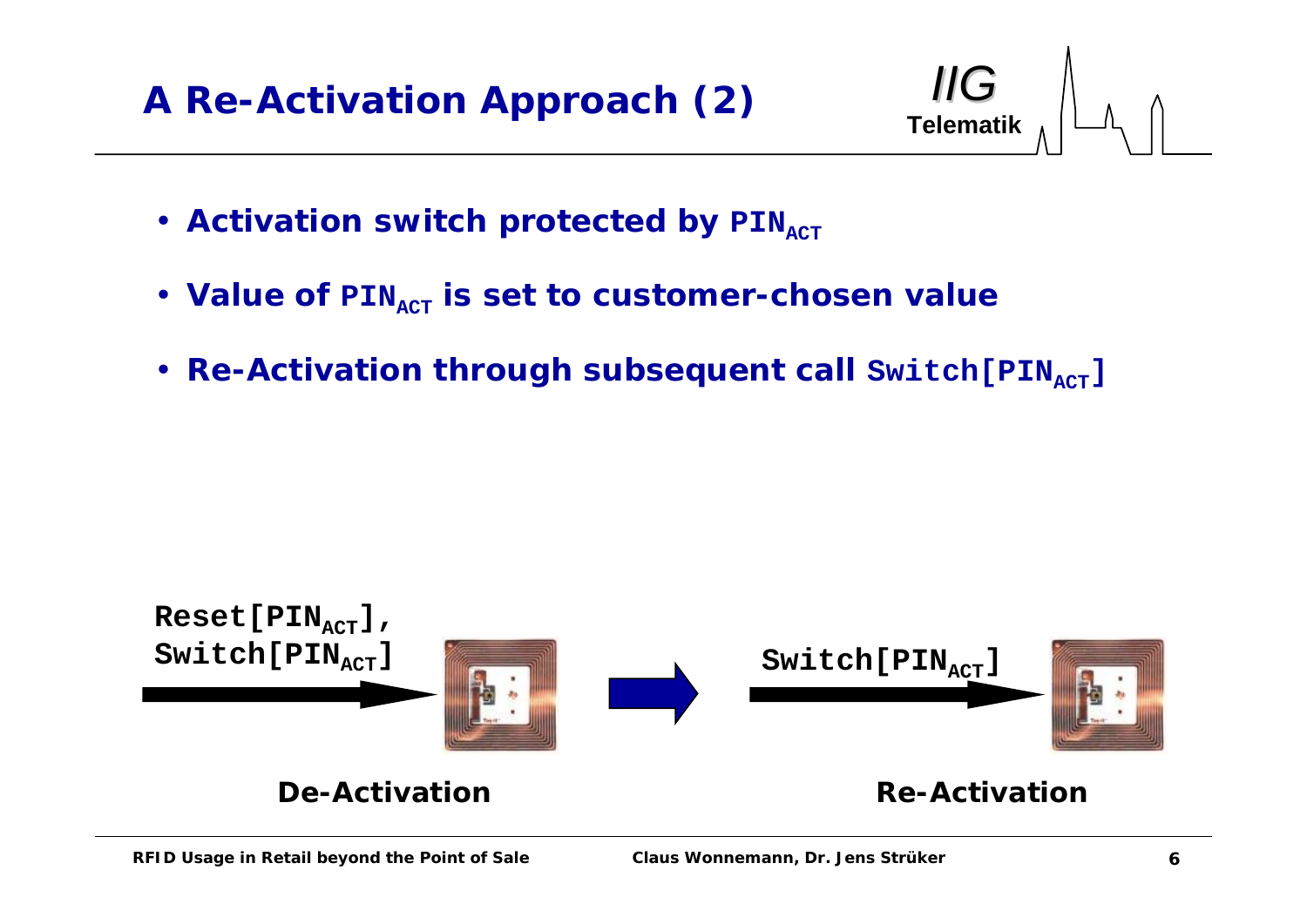# A Re-Activation Approach (2)

- **Activation switch protected by $PIN_{ACT}$**
- **Value of $PIN_{ACT}$ is set to customer-chosen value**
- **Re-Activation through subsequent call `Switch[PIN`$_{ACT}$`]`**

**Reset[$PIN_{ACT}$], Switch[$PIN_{ACT}$]** → **De-Activation**

**Switch[$PIN_{ACT}$]** → **Re-Activation**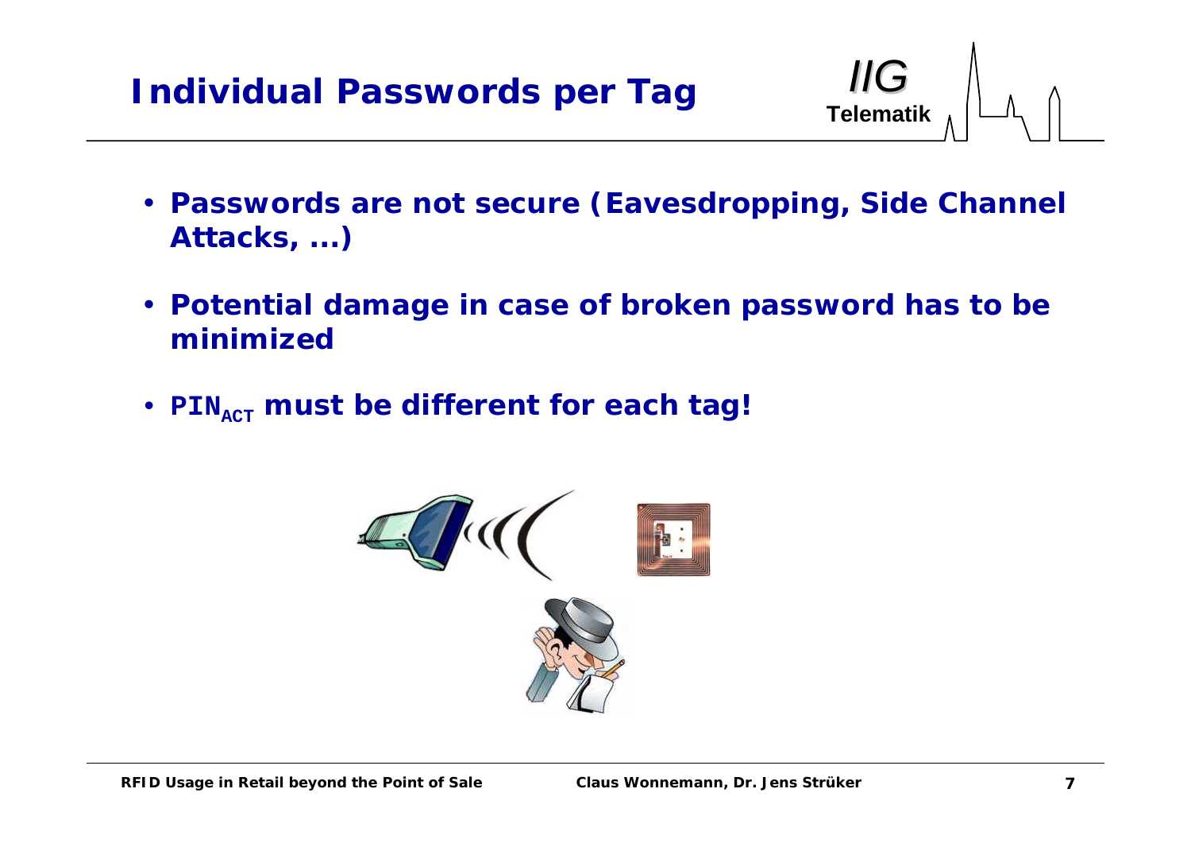# Individual Passwords per Tag

- **Passwords are not secure (Eavesdropping, Side Channel Attacks, ...)**
- **Potential damage in case of broken password has to be minimized**
- **$PIN_{ACT}$ must be different for each tag!**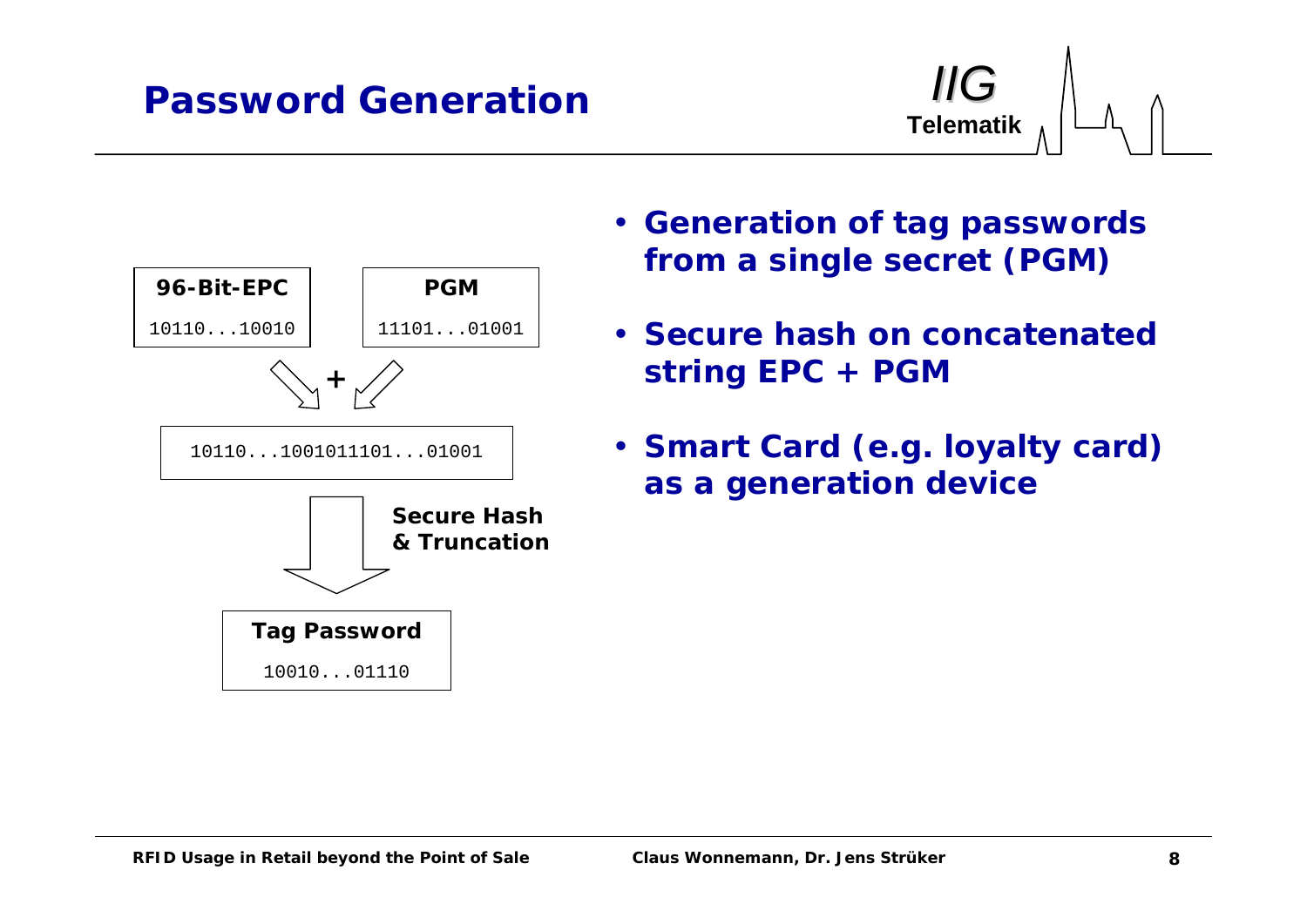# Password Generation

96-Bit-EPC
10110...10010

PGM
11101...01001

+

10110...1001011101...01001

Secure Hash & Truncation

Tag Password
10010...01110

- Generation of tag passwords from a single secret (PGM)
- Secure hash on concatenated string EPC + PGM
- Smart Card (e.g. loyalty card) as a generation device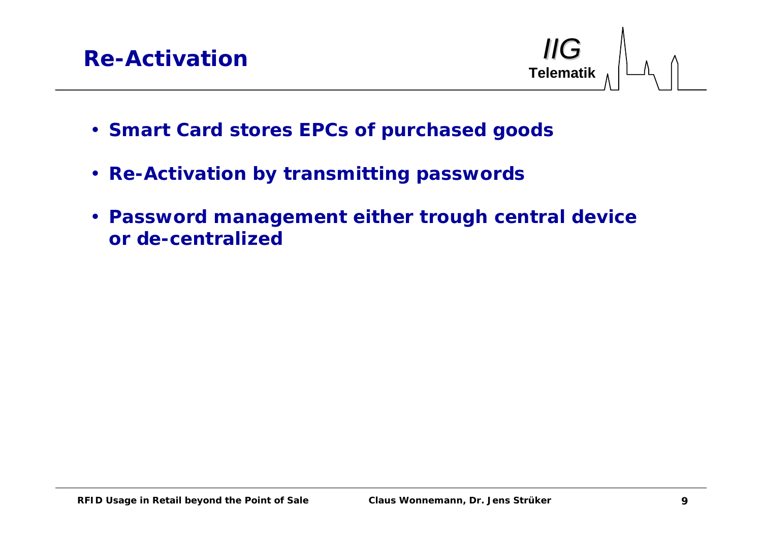# Re-Activation

- Smart Card stores EPCs of purchased goods
- Re-Activation by transmitting passwords
- Password management either trough central device or de-centralized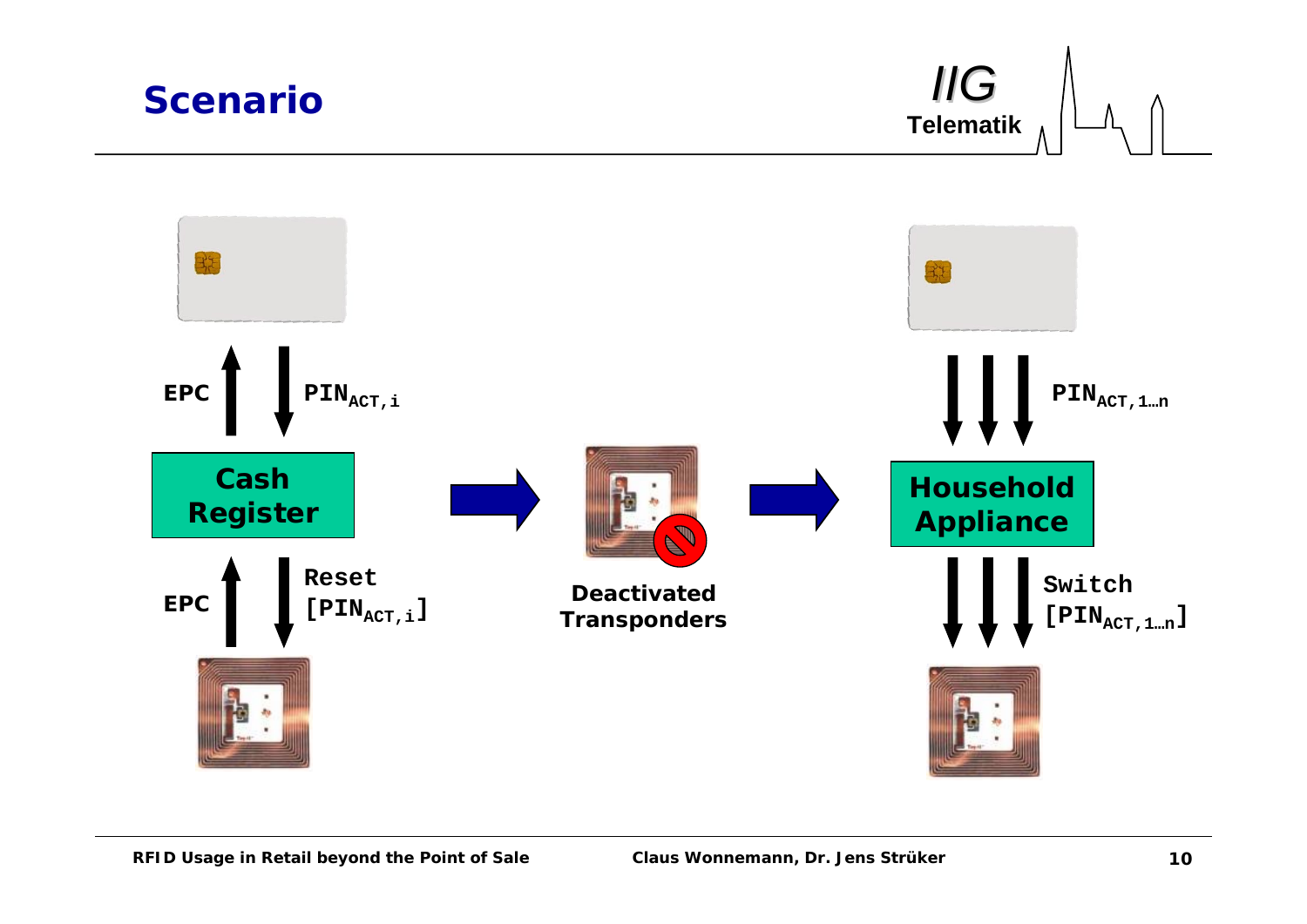# Scenario

EPC

$PIN_{ACT,i}$

**Cash Register**

EPC

Reset [$PIN_{ACT,i}$]

**Deactivated Transponders**

$PIN_{ACT,1…n}$

**Household Appliance**

Switch [$PIN_{ACT,1…n}$]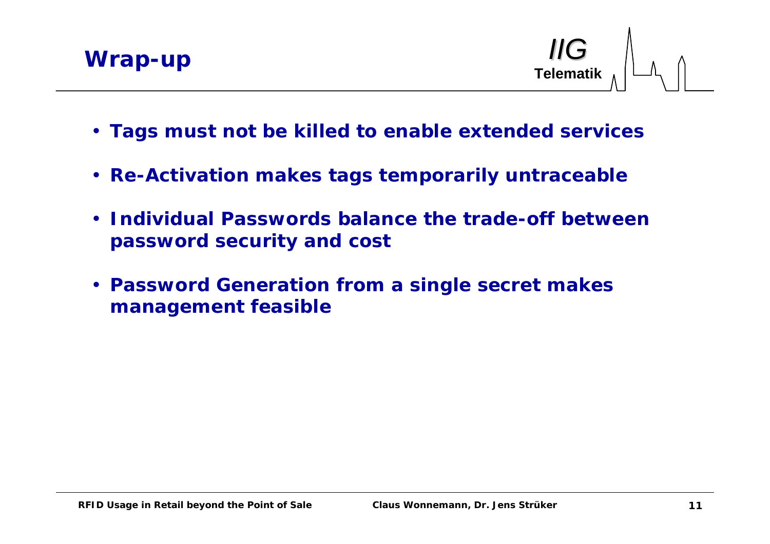# Wrap-up

- Tags must not be killed to enable extended services
- Re-Activation makes tags temporarily untraceable
- Individual Passwords balance the trade-off between password security and cost
- Password Generation from a single secret makes management feasible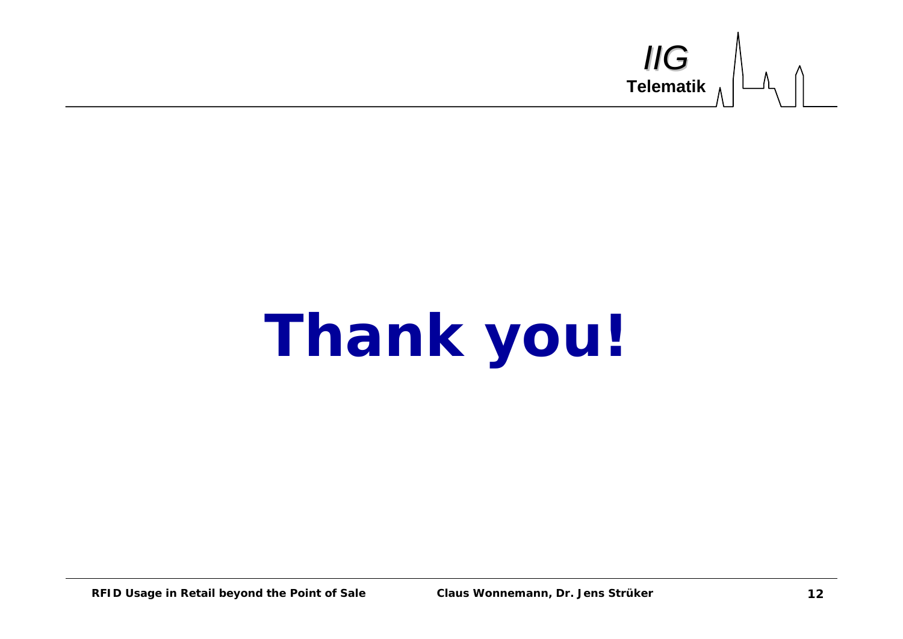# Thank you!